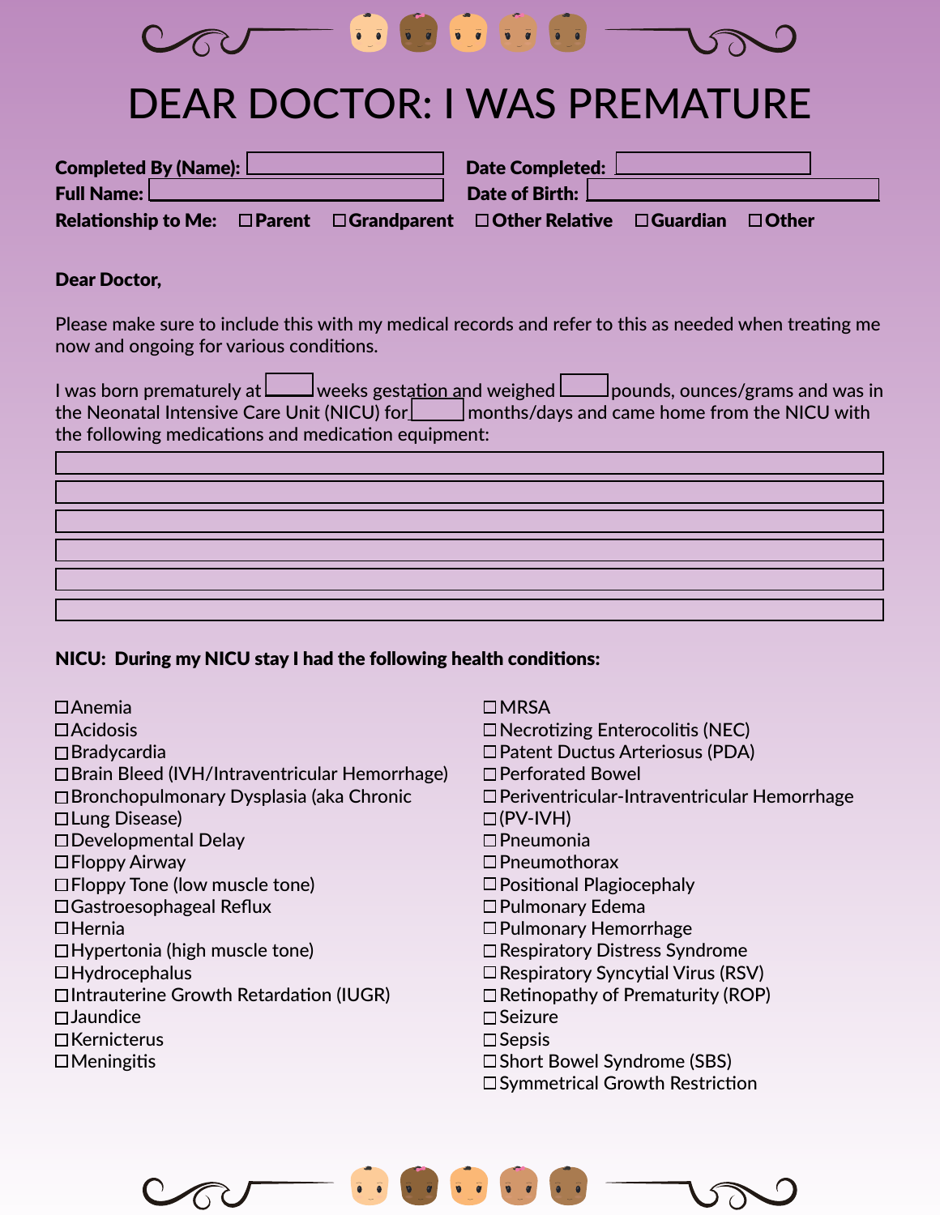# DEAR DOCTOR: I WAS PREMATURE

**Completed By (Name):** ____________ **Date Completed:** ____________

**Full Name:** ____________ **Date of Birth:** ____________

**Relationship to Me:** ☐ **Parent** ☐ **Grandparent** ☐ **Other Relative** ☐ **Guardian** ☐ **Other**

**Dear Doctor,**

Please make sure to include this with my medical records and refer to this as needed when treating me now and ongoing for various conditions.

I was born prematurely at ______ weeks gestation and weighed ______ pounds, ounces/grams and was in the Neonatal Intensive Care Unit (NICU) for ______ months/days and came home from the NICU with the following medications and medication equipment:

______________________________________________

______________________________________________

______________________________________________

______________________________________________

______________________________________________

______________________________________________

**NICU: During my NICU stay I had the following health conditions:**

- ☐ Anemia
- ☐ Acidosis
- ☐ Bradycardia
- ☐ Brain Bleed (IVH/Intraventricular Hemorrhage)
- ☐ Bronchopulmonary Dysplasia (aka Chronic
- ☐ Lung Disease)
- ☐ Developmental Delay
- ☐ Floppy Airway
- ☐ Floppy Tone (low muscle tone)
- ☐ Gastroesophageal Reflux
- ☐ Hernia
- ☐ Hypertonia (high muscle tone)
- ☐ Hydrocephalus
- ☐ Intrauterine Growth Retardation (IUGR)
- ☐ Jaundice
- ☐ Kernicterus
- ☐ Meningitis
- ☐ MRSA
- ☐ Necrotizing Enterocolitis (NEC)
- ☐ Patent Ductus Arteriosus (PDA)
- ☐ Perforated Bowel
- ☐ Periventricular-Intraventricular Hemorrhage
- ☐ (PV-IVH)
- ☐ Pneumonia
- ☐ Pneumothorax
- ☐ Positional Plagiocephaly
- ☐ Pulmonary Edema
- ☐ Pulmonary Hemorrhage
- ☐ Respiratory Distress Syndrome
- ☐ Respiratory Syncytial Virus (RSV)
- ☐ Retinopathy of Prematurity (ROP)
- ☐ Seizure
- ☐ Sepsis
- ☐ Short Bowel Syndrome (SBS)
- ☐ Symmetrical Growth Restriction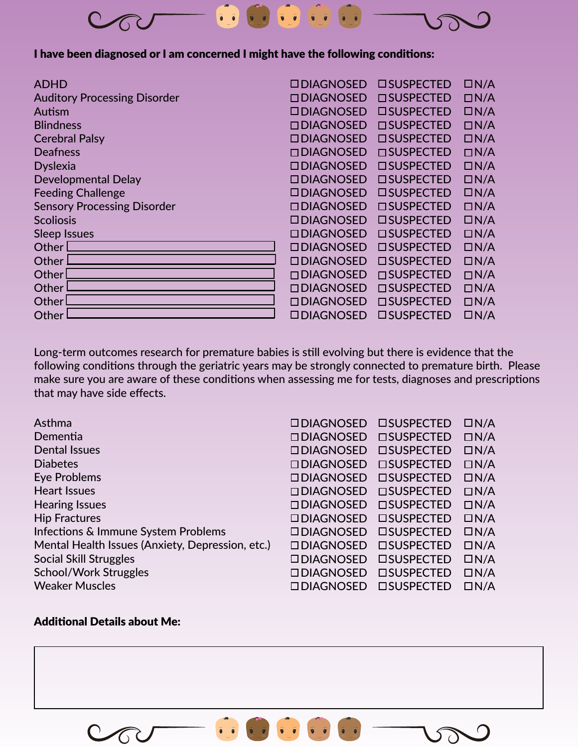**I have been diagnosed or I am concerned I might have the following conditions:**

| | | | |
|---|---|---|---|
| ADHD | ☐ DIAGNOSED | ☐ SUSPECTED | ☐ N/A |
| Auditory Processing Disorder | ☐ DIAGNOSED | ☐ SUSPECTED | ☐ N/A |
| Autism | ☐ DIAGNOSED | ☐ SUSPECTED | ☐ N/A |
| Blindness | ☐ DIAGNOSED | ☐ SUSPECTED | ☐ N/A |
| Cerebral Palsy | ☐ DIAGNOSED | ☐ SUSPECTED | ☐ N/A |
| Deafness | ☐ DIAGNOSED | ☐ SUSPECTED | ☐ N/A |
| Dyslexia | ☐ DIAGNOSED | ☐ SUSPECTED | ☐ N/A |
| Developmental Delay | ☐ DIAGNOSED | ☐ SUSPECTED | ☐ N/A |
| Feeding Challenge | ☐ DIAGNOSED | ☐ SUSPECTED | ☐ N/A |
| Sensory Processing Disorder | ☐ DIAGNOSED | ☐ SUSPECTED | ☐ N/A |
| Scoliosis | ☐ DIAGNOSED | ☐ SUSPECTED | ☐ N/A |
| Sleep Issues | ☐ DIAGNOSED | ☐ SUSPECTED | ☐ N/A |
| Other ______ | ☐ DIAGNOSED | ☐ SUSPECTED | ☐ N/A |
| Other ______ | ☐ DIAGNOSED | ☐ SUSPECTED | ☐ N/A |
| Other ______ | ☐ DIAGNOSED | ☐ SUSPECTED | ☐ N/A |
| Other ______ | ☐ DIAGNOSED | ☐ SUSPECTED | ☐ N/A |
| Other ______ | ☐ DIAGNOSED | ☐ SUSPECTED | ☐ N/A |
| Other ______ | ☐ DIAGNOSED | ☐ SUSPECTED | ☐ N/A |

Long-term outcomes research for premature babies is still evolving but there is evidence that the following conditions through the geriatric years may be strongly connected to premature birth. Please make sure you are aware of these conditions when assessing me for tests, diagnoses and prescriptions that may have side effects.

| | | | |
|---|---|---|---|
| Asthma | ☐ DIAGNOSED | ☐ SUSPECTED | ☐ N/A |
| Dementia | ☐ DIAGNOSED | ☐ SUSPECTED | ☐ N/A |
| Dental Issues | ☐ DIAGNOSED | ☐ SUSPECTED | ☐ N/A |
| Diabetes | ☐ DIAGNOSED | ☐ SUSPECTED | ☐ N/A |
| Eye Problems | ☐ DIAGNOSED | ☐ SUSPECTED | ☐ N/A |
| Heart Issues | ☐ DIAGNOSED | ☐ SUSPECTED | ☐ N/A |
| Hearing Issues | ☐ DIAGNOSED | ☐ SUSPECTED | ☐ N/A |
| Hip Fractures | ☐ DIAGNOSED | ☐ SUSPECTED | ☐ N/A |
| Infections & Immune System Problems | ☐ DIAGNOSED | ☐ SUSPECTED | ☐ N/A |
| Mental Health Issues (Anxiety, Depression, etc.) | ☐ DIAGNOSED | ☐ SUSPECTED | ☐ N/A |
| Social Skill Struggles | ☐ DIAGNOSED | ☐ SUSPECTED | ☐ N/A |
| School/Work Struggles | ☐ DIAGNOSED | ☐ SUSPECTED | ☐ N/A |
| Weaker Muscles | ☐ DIAGNOSED | ☐ SUSPECTED | ☐ N/A |

**Additional Details about Me:**